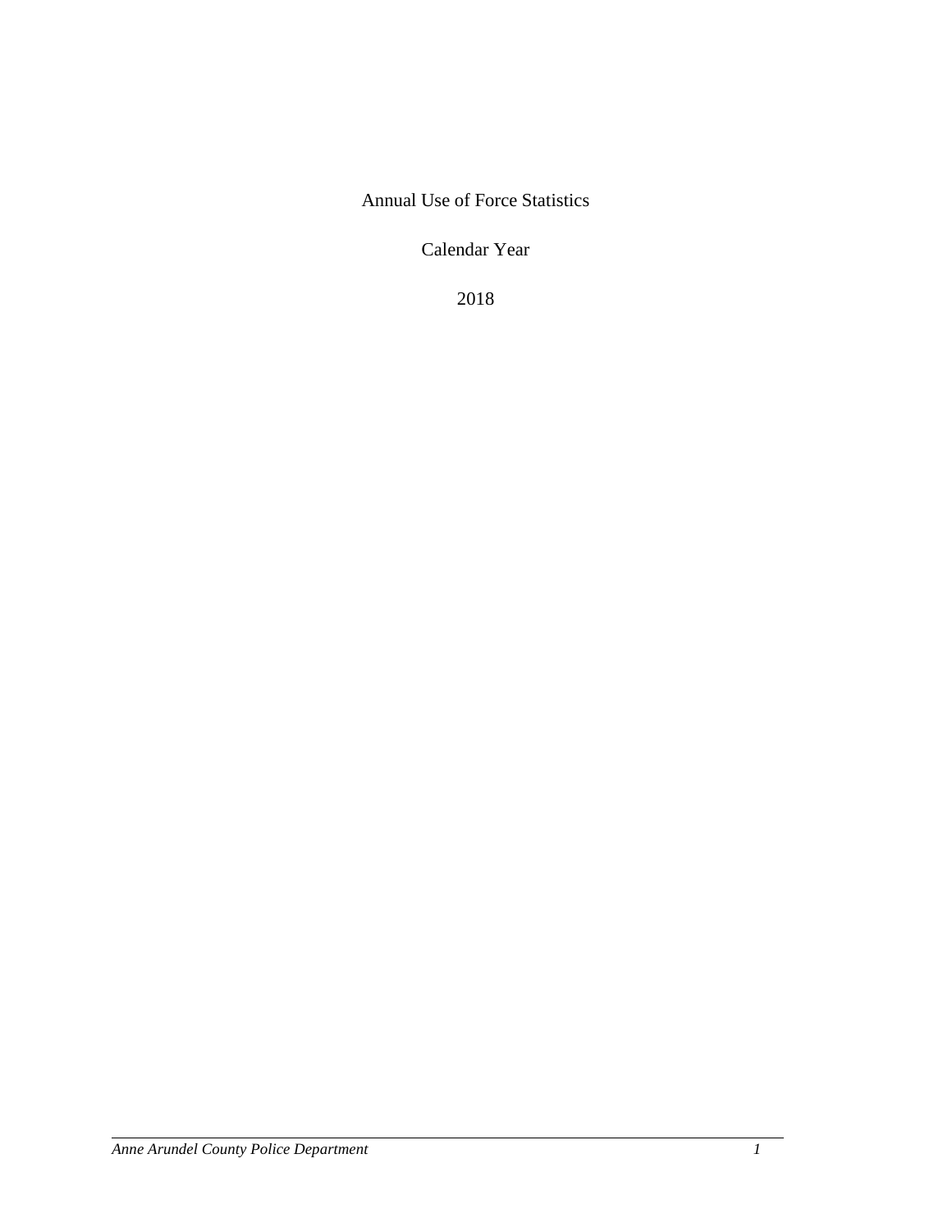# Annual Use of Force Statistics

Calendar Year

2018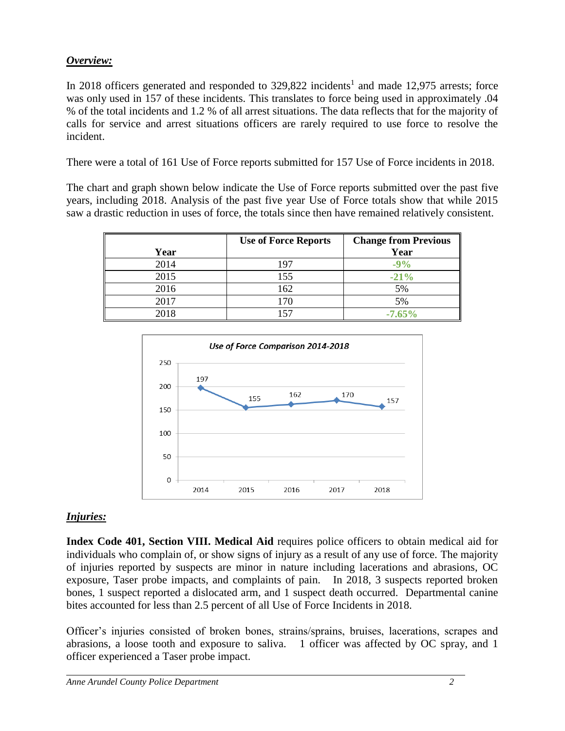***Overview:***

In 2018 officers generated and responded to 329,822 incidents[1] and made 12,975 arrests; force was only used in 157 of these incidents. This translates to force being used in approximately .04 % of the total incidents and 1.2 % of all arrest situations. The data reflects that for the majority of calls for service and arrest situations officers are rarely required to use force to resolve the incident.

There were a total of 161 Use of Force reports submitted for 157 Use of Force incidents in 2018.

The chart and graph shown below indicate the Use of Force reports submitted over the past five years, including 2018. Analysis of the past five year Use of Force totals show that while 2015 saw a drastic reduction in uses of force, the totals since then have remained relatively consistent.

| Year | Use of Force Reports | Change from Previous Year |
|---|---|---|
| 2014 | 197 | **-9%** |
| 2015 | 155 | **-21%** |
| 2016 | 162 | 5% |
| 2017 | 170 | 5% |
| 2018 | 157 | **-7.65%** |

*Use of Force Comparison 2014-2018*

| Year | Use of Force |
|---|---|
| 2014 | 197 |
| 2015 | 155 |
| 2016 | 162 |
| 2017 | 170 |
| 2018 | 157 |

***Injuries:***

**Index Code 401, Section VIII. Medical Aid** requires police officers to obtain medical aid for individuals who complain of, or show signs of injury as a result of any use of force. The majority of injuries reported by suspects are minor in nature including lacerations and abrasions, OC exposure, Taser probe impacts, and complaints of pain. In 2018, 3 suspects reported broken bones, 1 suspect reported a dislocated arm, and 1 suspect death occurred. Departmental canine bites accounted for less than 2.5 percent of all Use of Force Incidents in 2018.

Officer's injuries consisted of broken bones, strains/sprains, bruises, lacerations, scrapes and abrasions, a loose tooth and exposure to saliva. 1 officer was affected by OC spray, and 1 officer experienced a Taser probe impact.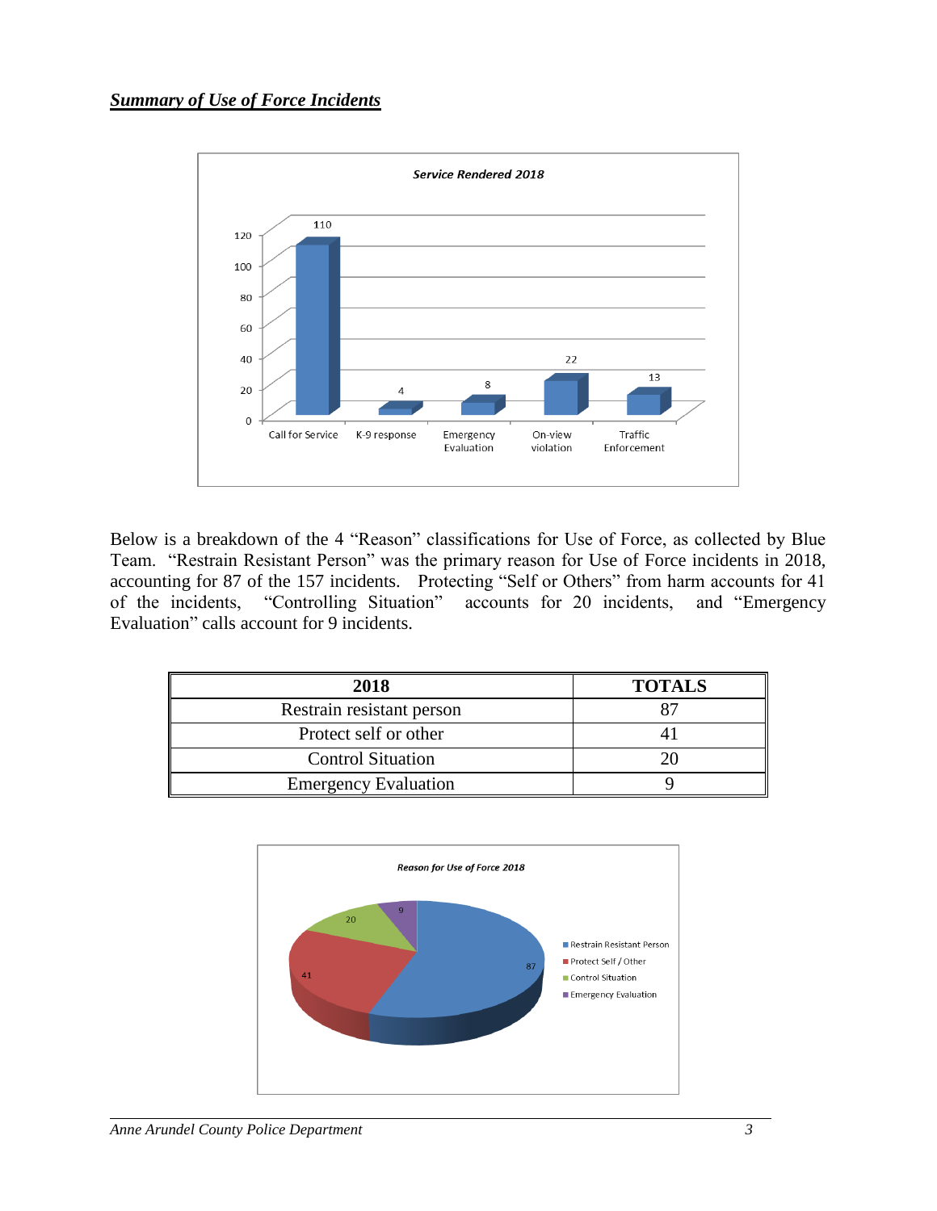***Summary of Use of Force Incidents***

Below is a breakdown of the 4 "Reason" classifications for Use of Force, as collected by Blue Team. "Restrain Resistant Person" was the primary reason for Use of Force incidents in 2018, accounting for 87 of the 157 incidents. Protecting "Self or Others" from harm accounts for 41 of the incidents, "Controlling Situation" accounts for 20 incidents, and "Emergency Evaluation" calls account for 9 incidents.

| 2018 | TOTALS |
|---|---|
| Restrain resistant person | 87 |
| Protect self or other | 41 |
| Control Situation | 20 |
| Emergency Evaluation | 9 |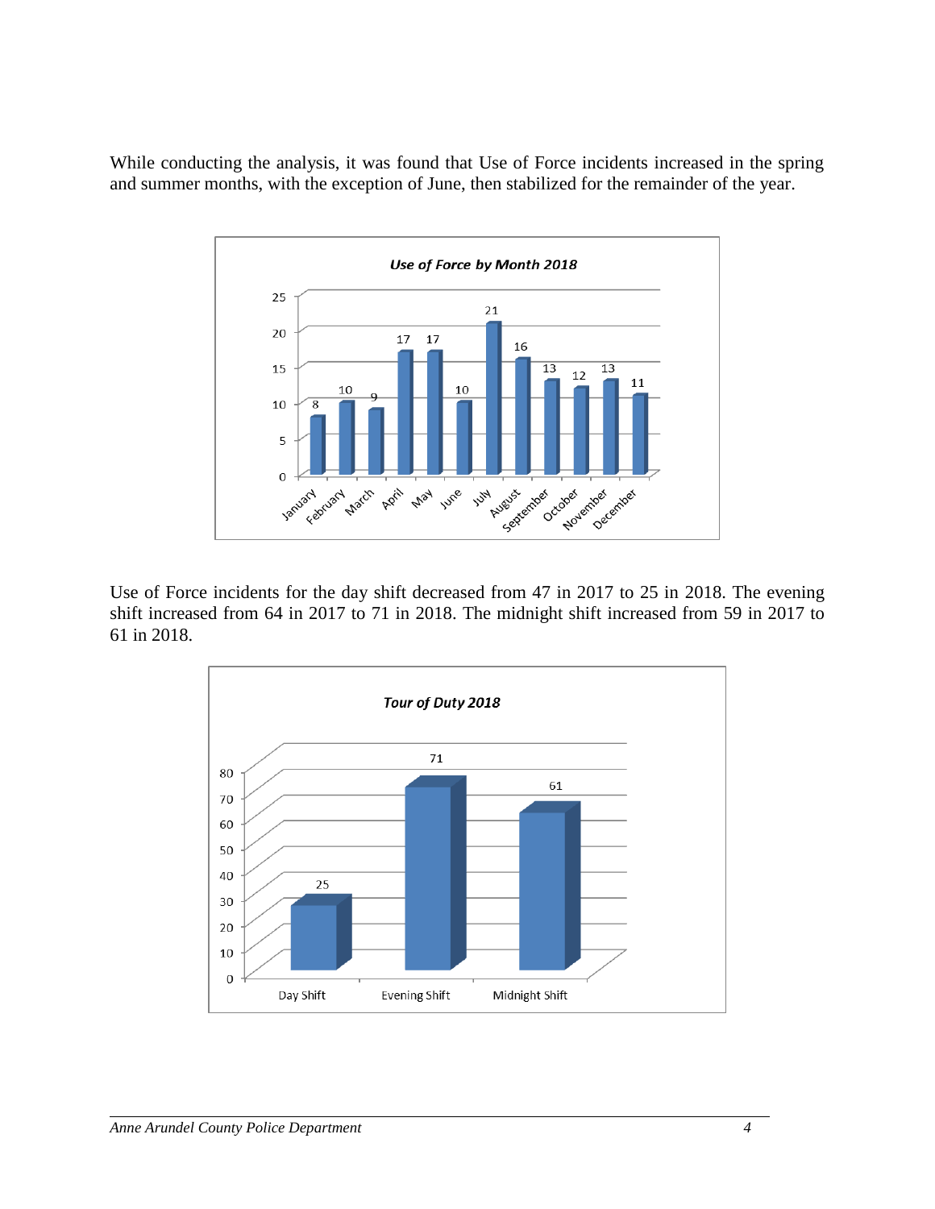While conducting the analysis, it was found that Use of Force incidents increased in the spring and summer months, with the exception of June, then stabilized for the remainder of the year.

***Use of Force by Month 2018***

| Month | Incidents |
|---|---|
| January | 8 |
| February | 10 |
| March | 9 |
| April | 17 |
| May | 17 |
| June | 10 |
| July | 21 |
| August | 16 |
| September | 13 |
| October | 12 |
| November | 13 |
| December | 11 |

Use of Force incidents for the day shift decreased from 47 in 2017 to 25 in 2018. The evening shift increased from 64 in 2017 to 71 in 2018. The midnight shift increased from 59 in 2017 to 61 in 2018.

***Tour of Duty 2018***

| Shift | Incidents |
|---|---|
| Day Shift | 25 |
| Evening Shift | 71 |
| Midnight Shift | 61 |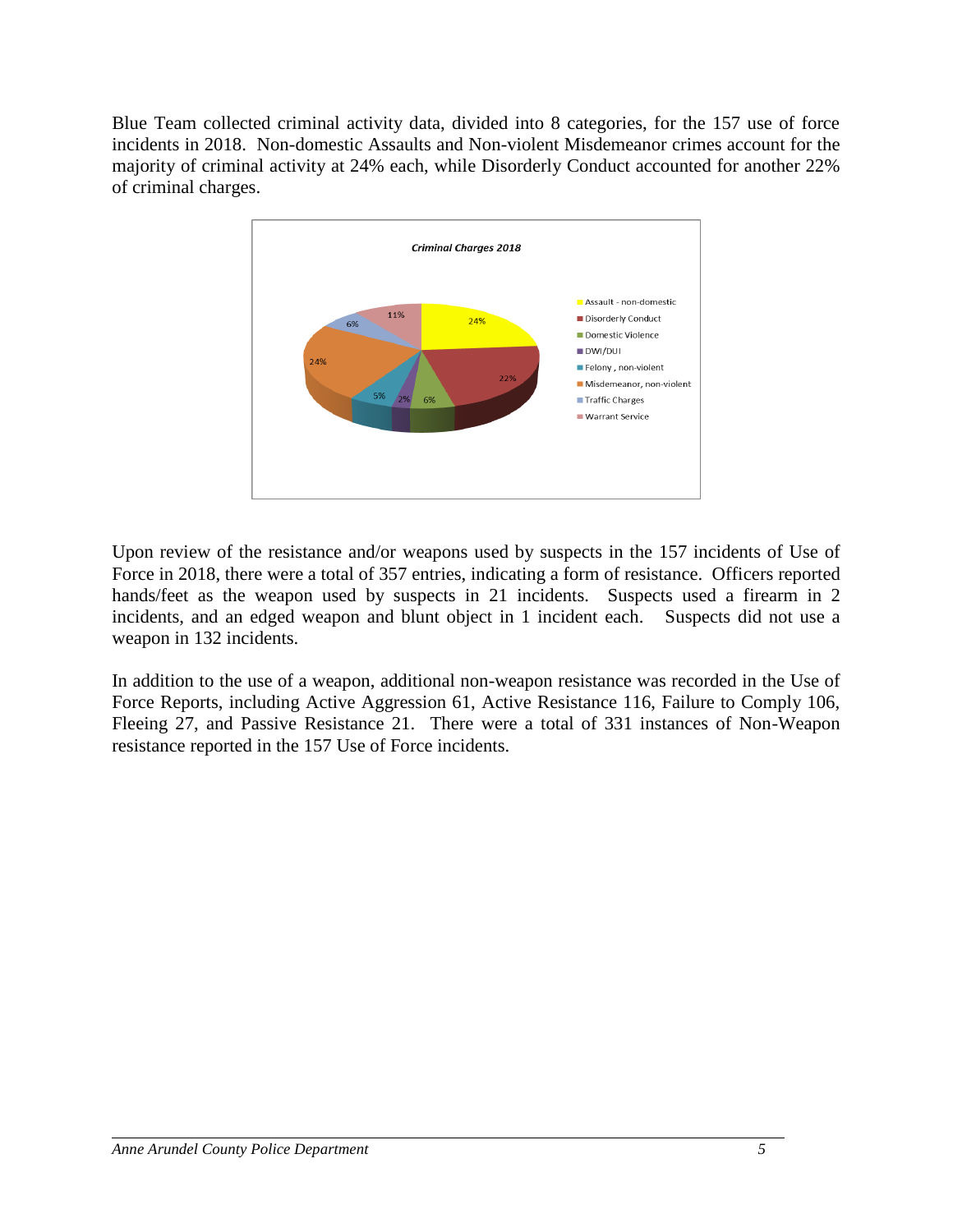Blue Team collected criminal activity data, divided into 8 categories, for the 157 use of force incidents in 2018. Non-domestic Assaults and Non-violent Misdemeanor crimes account for the majority of criminal activity at 24% each, while Disorderly Conduct accounted for another 22% of criminal charges.

**Criminal Charges 2018**

| Category | Percentage |
| --- | --- |
| Assault - non-domestic | 24% |
| Disorderly Conduct | 22% |
| Domestic Violence | 6% |
| DWI/DUI | 2% |
| Felony , non-violent | 5% |
| Misdemeanor, non-violent | 24% |
| Traffic Charges | 6% |
| Warrant Service | 11% |

Upon review of the resistance and/or weapons used by suspects in the 157 incidents of Use of Force in 2018, there were a total of 357 entries, indicating a form of resistance. Officers reported hands/feet as the weapon used by suspects in 21 incidents. Suspects used a firearm in 2 incidents, and an edged weapon and blunt object in 1 incident each. Suspects did not use a weapon in 132 incidents.

In addition to the use of a weapon, additional non-weapon resistance was recorded in the Use of Force Reports, including Active Aggression 61, Active Resistance 116, Failure to Comply 106, Fleeing 27, and Passive Resistance 21. There were a total of 331 instances of Non-Weapon resistance reported in the 157 Use of Force incidents.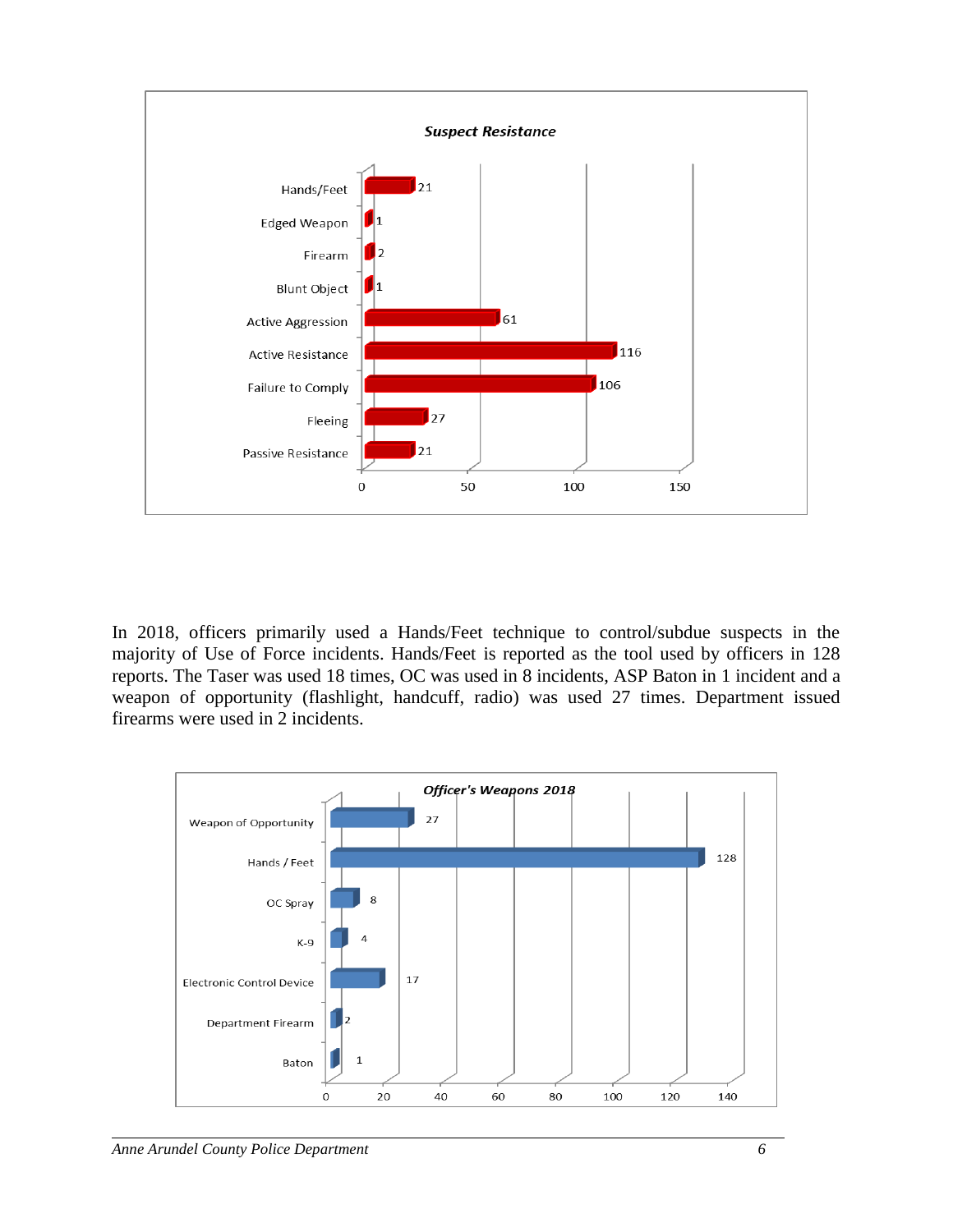**Suspect Resistance**

| Suspect Resistance | Count |
|---|---|
| Hands/Feet | 21 |
| Edged Weapon | 1 |
| Firearm | 2 |
| Blunt Object | 1 |
| Active Aggression | 61 |
| Active Resistance | 116 |
| Failure to Comply | 106 |
| Fleeing | 27 |
| Passive Resistance | 21 |

In 2018, officers primarily used a Hands/Feet technique to control/subdue suspects in the majority of Use of Force incidents. Hands/Feet is reported as the tool used by officers in 128 reports. The Taser was used 18 times, OC was used in 8 incidents, ASP Baton in 1 incident and a weapon of opportunity (flashlight, handcuff, radio) was used 27 times. Department issued firearms were used in 2 incidents.

***Officer's Weapons 2018***

| Officer's Weapons 2018 | Count |
|---|---|
| Weapon of Opportunity | 27 |
| Hands / Feet | 128 |
| OC Spray | 8 |
| K-9 | 4 |
| Electronic Control Device | 17 |
| Department Firearm | 2 |
| Baton | 1 |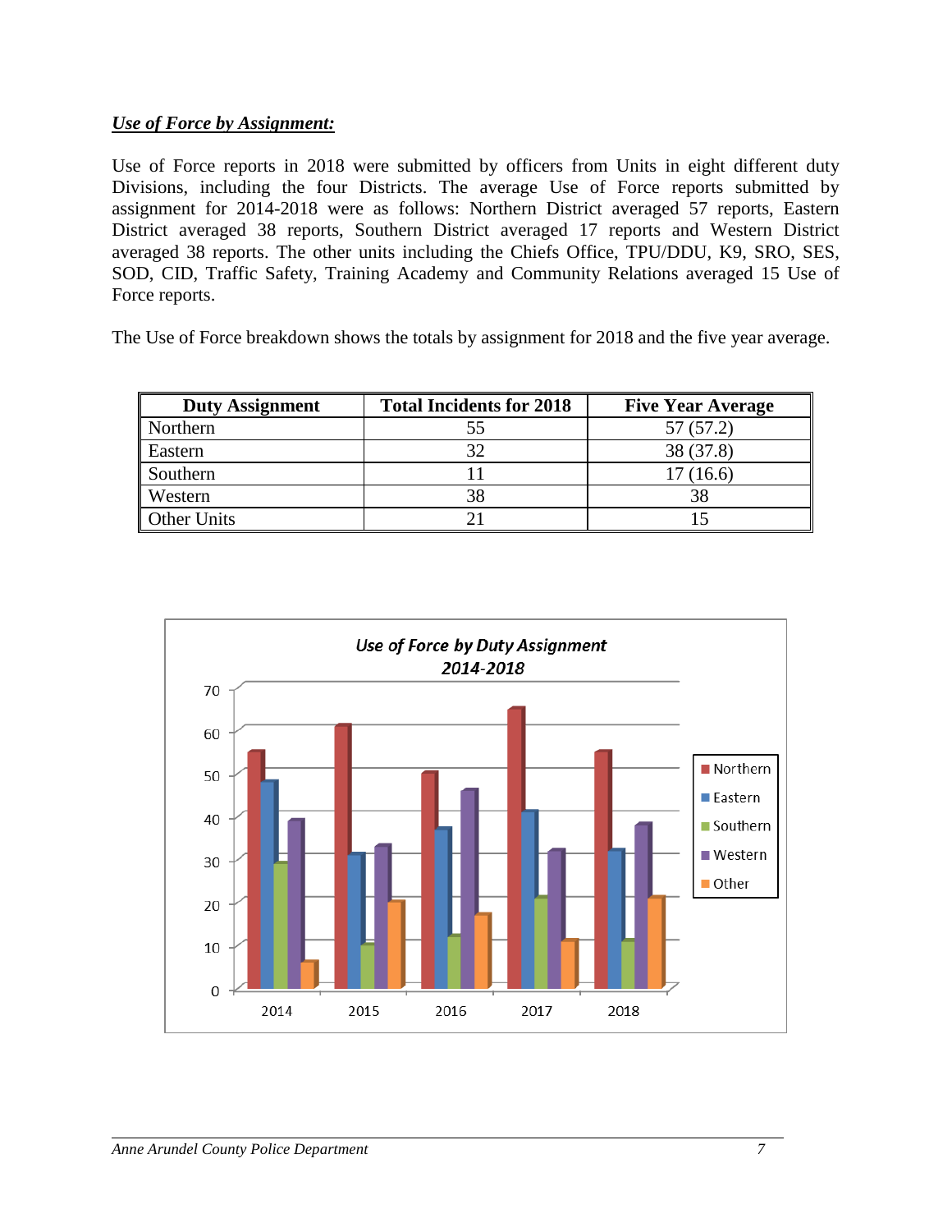***Use of Force by Assignment:***

Use of Force reports in 2018 were submitted by officers from Units in eight different duty Divisions, including the four Districts. The average Use of Force reports submitted by assignment for 2014-2018 were as follows: Northern District averaged 57 reports, Eastern District averaged 38 reports, Southern District averaged 17 reports and Western District averaged 38 reports. The other units including the Chiefs Office, TPU/DDU, K9, SRO, SES, SOD, CID, Traffic Safety, Training Academy and Community Relations averaged 15 Use of Force reports.

The Use of Force breakdown shows the totals by assignment for 2018 and the five year average.

| Duty Assignment | Total Incidents for 2018 | Five Year Average |
|---|---|---|
| Northern | 55 | 57 (57.2) |
| Eastern | 32 | 38 (37.8) |
| Southern | 11 | 17 (16.6) |
| Western | 38 | 38 |
| Other Units | 21 | 15 |

*Use of Force by Duty Assignment*
*2014-2018*

0
10
20
30
40
50
60
70

2014
2015
2016
2017
2018

Northern
Eastern
Southern
Western
Other